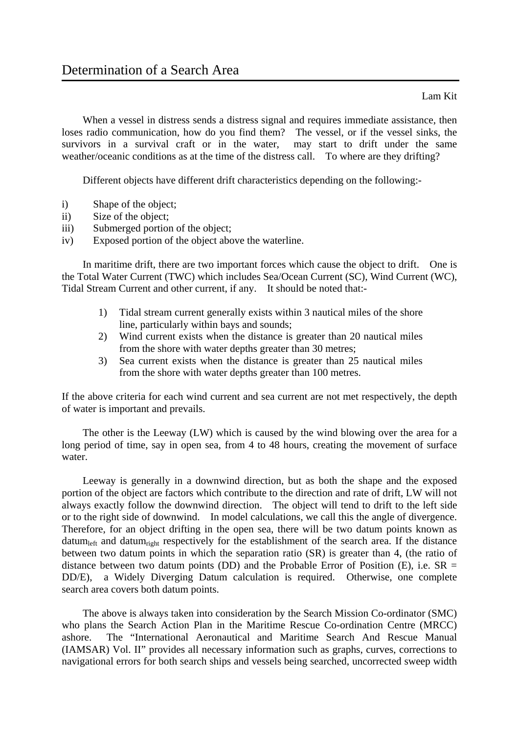# Determination of a Search Area

Lam Kit

When a vessel in distress sends a distress signal and requires immediate assistance, then loses radio communication, how do you find them? The vessel, or if the vessel sinks, the survivors in a survival craft or in the water, may start to drift under the same weather/oceanic conditions as at the time of the distress call. To where are they drifting?

Different objects have different drift characteristics depending on the following:-

i) Shape of the object;
ii) Size of the object;
iii) Submerged portion of the object;
iv) Exposed portion of the object above the waterline.

In maritime drift, there are two important forces which cause the object to drift. One is the Total Water Current (TWC) which includes Sea/Ocean Current (SC), Wind Current (WC), Tidal Stream Current and other current, if any. It should be noted that:-

1) Tidal stream current generally exists within 3 nautical miles of the shore line, particularly within bays and sounds;
2) Wind current exists when the distance is greater than 20 nautical miles from the shore with water depths greater than 30 metres;
3) Sea current exists when the distance is greater than 25 nautical miles from the shore with water depths greater than 100 metres.

If the above criteria for each wind current and sea current are not met respectively, the depth of water is important and prevails.

The other is the Leeway (LW) which is caused by the wind blowing over the area for a long period of time, say in open sea, from 4 to 48 hours, creating the movement of surface water.

Leeway is generally in a downwind direction, but as both the shape and the exposed portion of the object are factors which contribute to the direction and rate of drift, LW will not always exactly follow the downwind direction. The object will tend to drift to the left side or to the right side of downwind. In model calculations, we call this the angle of divergence. Therefore, for an object drifting in the open sea, there will be two datum points known as $datum_{left}$ and $datum_{right}$ respectively for the establishment of the search area. If the distance between two datum points in which the separation ratio (SR) is greater than 4, (the ratio of distance between two datum points (DD) and the Probable Error of Position (E), i.e. SR = DD/E), a Widely Diverging Datum calculation is required. Otherwise, one complete search area covers both datum points.

The above is always taken into consideration by the Search Mission Co-ordinator (SMC) who plans the Search Action Plan in the Maritime Rescue Co-ordination Centre (MRCC) ashore. The "International Aeronautical and Maritime Search And Rescue Manual (IAMSAR) Vol. II" provides all necessary information such as graphs, curves, corrections to navigational errors for both search ships and vessels being searched, uncorrected sweep width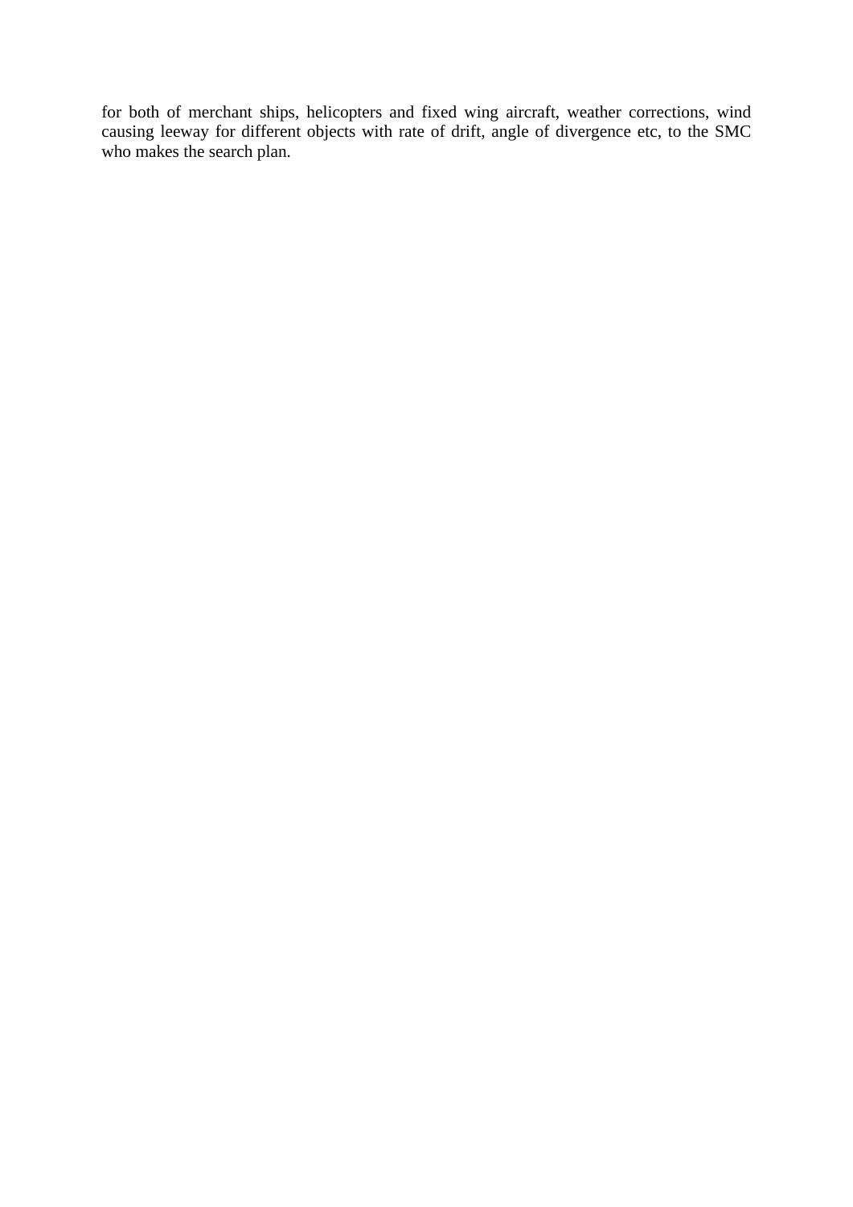for both of merchant ships, helicopters and fixed wing aircraft, weather corrections, wind causing leeway for different objects with rate of drift, angle of divergence etc, to the SMC who makes the search plan.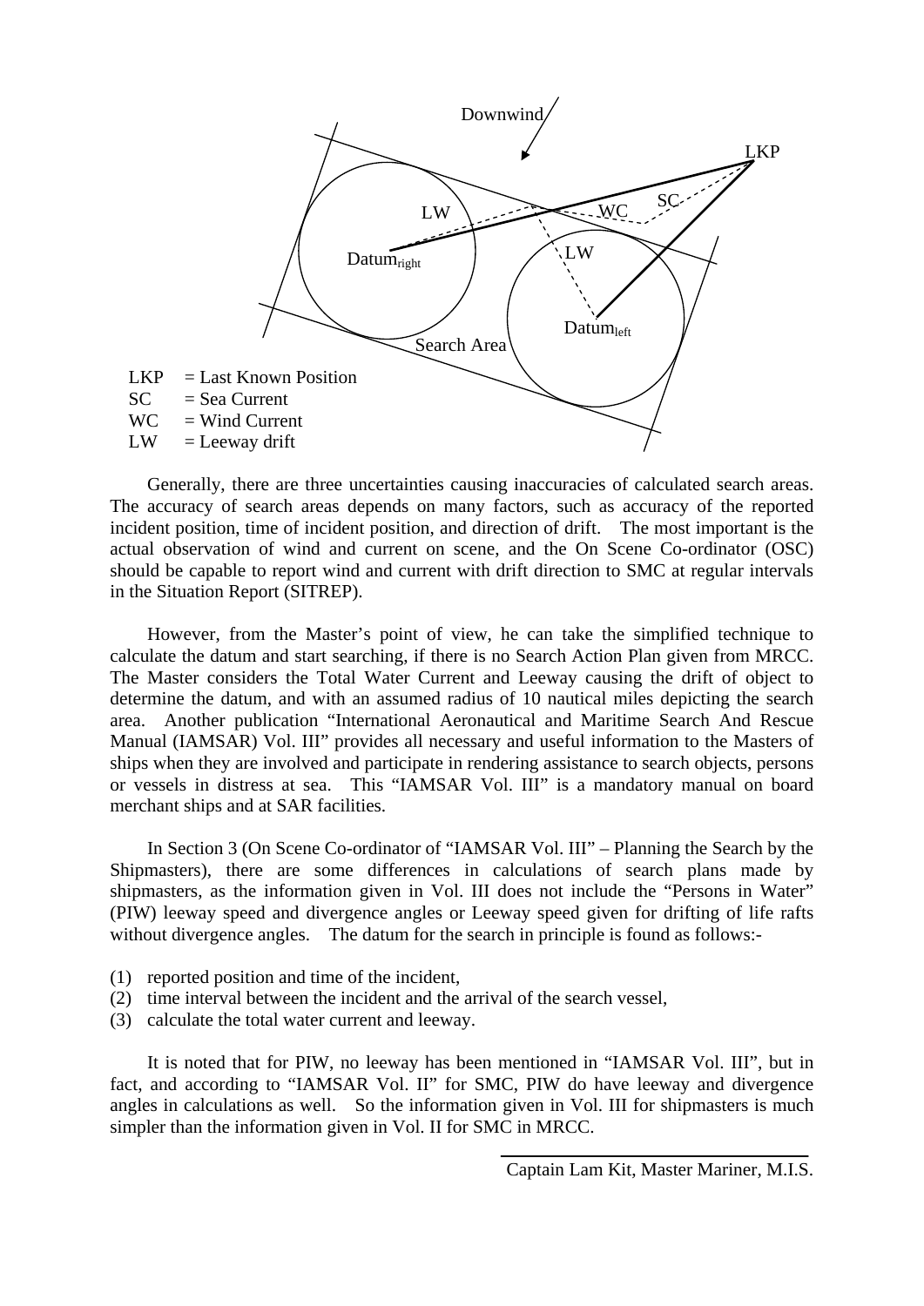Downwind

LKP

SC

WC

LW

LW

$\text{Datum}_{\text{right}}$

$\text{Datum}_{\text{left}}$

Search Area

LKP = Last Known Position
SC = Sea Current
WC = Wind Current
LW = Leeway drift

Generally, there are three uncertainties causing inaccuracies of calculated search areas. The accuracy of search areas depends on many factors, such as accuracy of the reported incident position, time of incident position, and direction of drift. The most important is the actual observation of wind and current on scene, and the On Scene Co-ordinator (OSC) should be capable to report wind and current with drift direction to SMC at regular intervals in the Situation Report (SITREP).

However, from the Master's point of view, he can take the simplified technique to calculate the datum and start searching, if there is no Search Action Plan given from MRCC. The Master considers the Total Water Current and Leeway causing the drift of object to determine the datum, and with an assumed radius of 10 nautical miles depicting the search area. Another publication "International Aeronautical and Maritime Search And Rescue Manual (IAMSAR) Vol. III" provides all necessary and useful information to the Masters of ships when they are involved and participate in rendering assistance to search objects, persons or vessels in distress at sea. This "IAMSAR Vol. III" is a mandatory manual on board merchant ships and at SAR facilities.

In Section 3 (On Scene Co-ordinator of "IAMSAR Vol. III" – Planning the Search by the Shipmasters), there are some differences in calculations of search plans made by shipmasters, as the information given in Vol. III does not include the "Persons in Water" (PIW) leeway speed and divergence angles or Leeway speed given for drifting of life rafts without divergence angles. The datum for the search in principle is found as follows:-

(1) reported position and time of the incident,
(2) time interval between the incident and the arrival of the search vessel,
(3) calculate the total water current and leeway.

It is noted that for PIW, no leeway has been mentioned in "IAMSAR Vol. III", but in fact, and according to "IAMSAR Vol. II" for SMC, PIW do have leeway and divergence angles in calculations as well. So the information given in Vol. III for shipmasters is much simpler than the information given in Vol. II for SMC in MRCC.

Captain Lam Kit, Master Mariner, M.I.S.